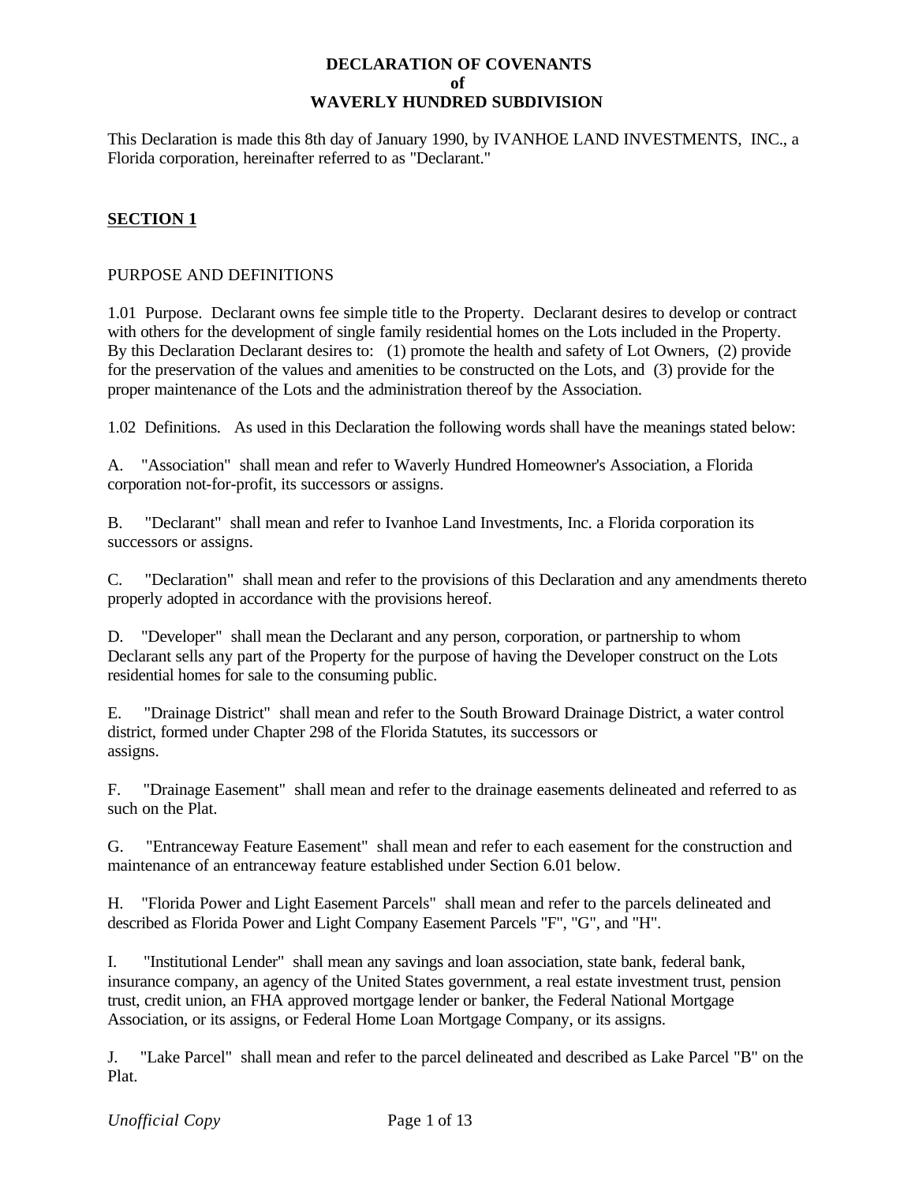# DECLARATION OF COVENANTS
# of
# WAVERLY HUNDRED SUBDIVISION

This Declaration is made this 8th day of January 1990, by IVANHOE LAND INVESTMENTS, INC., a Florida corporation, hereinafter referred to as "Declarant."

## SECTION 1

PURPOSE AND DEFINITIONS

1.01 Purpose. Declarant owns fee simple title to the Property. Declarant desires to develop or contract with others for the development of single family residential homes on the Lots included in the Property. By this Declaration Declarant desires to: (1) promote the health and safety of Lot Owners, (2) provide for the preservation of the values and amenities to be constructed on the Lots, and (3) provide for the proper maintenance of the Lots and the administration thereof by the Association.

1.02 Definitions. As used in this Declaration the following words shall have the meanings stated below:

A. "Association" shall mean and refer to Waverly Hundred Homeowner's Association, a Florida corporation not-for-profit, its successors or assigns.

B. "Declarant" shall mean and refer to Ivanhoe Land Investments, Inc. a Florida corporation its successors or assigns.

C. "Declaration" shall mean and refer to the provisions of this Declaration and any amendments thereto properly adopted in accordance with the provisions hereof.

D. "Developer" shall mean the Declarant and any person, corporation, or partnership to whom Declarant sells any part of the Property for the purpose of having the Developer construct on the Lots residential homes for sale to the consuming public.

E. "Drainage District" shall mean and refer to the South Broward Drainage District, a water control district, formed under Chapter 298 of the Florida Statutes, its successors or assigns.

F. "Drainage Easement" shall mean and refer to the drainage easements delineated and referred to as such on the Plat.

G. "Entranceway Feature Easement" shall mean and refer to each easement for the construction and maintenance of an entranceway feature established under Section 6.01 below.

H. "Florida Power and Light Easement Parcels" shall mean and refer to the parcels delineated and described as Florida Power and Light Company Easement Parcels "F", "G", and "H".

I. "Institutional Lender" shall mean any savings and loan association, state bank, federal bank, insurance company, an agency of the United States government, a real estate investment trust, pension trust, credit union, an FHA approved mortgage lender or banker, the Federal National Mortgage Association, or its assigns, or Federal Home Loan Mortgage Company, or its assigns.

J. "Lake Parcel" shall mean and refer to the parcel delineated and described as Lake Parcel "B" on the Plat.

*Unofficial Copy*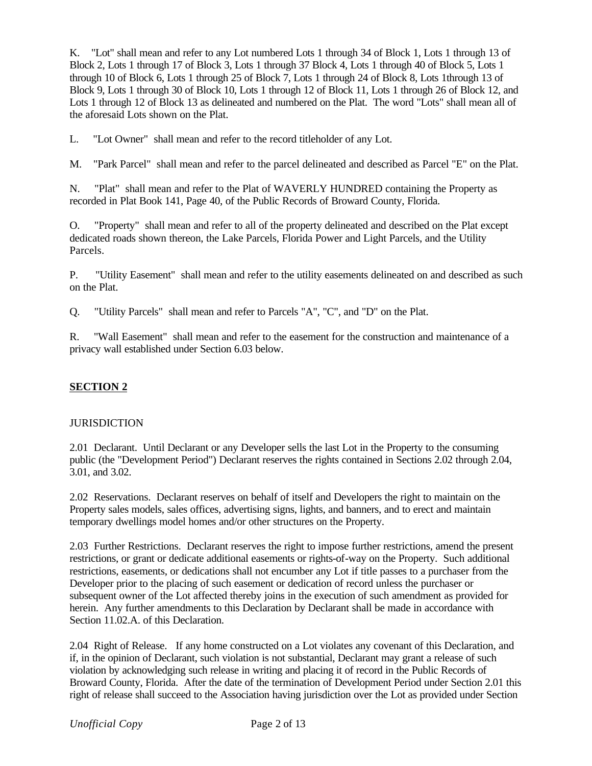K. "Lot" shall mean and refer to any Lot numbered Lots 1 through 34 of Block 1, Lots 1 through 13 of Block 2, Lots 1 through 17 of Block 3, Lots 1 through 37 Block 4, Lots 1 through 40 of Block 5, Lots 1 through 10 of Block 6, Lots 1 through 25 of Block 7, Lots 1 through 24 of Block 8, Lots 1through 13 of Block 9, Lots 1 through 30 of Block 10, Lots 1 through 12 of Block 11, Lots 1 through 26 of Block 12, and Lots 1 through 12 of Block 13 as delineated and numbered on the Plat. The word "Lots" shall mean all of the aforesaid Lots shown on the Plat.

L. "Lot Owner" shall mean and refer to the record titleholder of any Lot.

M. "Park Parcel" shall mean and refer to the parcel delineated and described as Parcel "E" on the Plat.

N. "Plat" shall mean and refer to the Plat of WAVERLY HUNDRED containing the Property as recorded in Plat Book 141, Page 40, of the Public Records of Broward County, Florida.

O. "Property" shall mean and refer to all of the property delineated and described on the Plat except dedicated roads shown thereon, the Lake Parcels, Florida Power and Light Parcels, and the Utility Parcels.

P. "Utility Easement" shall mean and refer to the utility easements delineated on and described as such on the Plat.

Q. "Utility Parcels" shall mean and refer to Parcels "A", "C", and "D" on the Plat.

R. "Wall Easement" shall mean and refer to the easement for the construction and maintenance of a privacy wall established under Section 6.03 below.

## SECTION 2

JURISDICTION

2.01 Declarant. Until Declarant or any Developer sells the last Lot in the Property to the consuming public (the "Development Period") Declarant reserves the rights contained in Sections 2.02 through 2.04, 3.01, and 3.02.

2.02 Reservations. Declarant reserves on behalf of itself and Developers the right to maintain on the Property sales models, sales offices, advertising signs, lights, and banners, and to erect and maintain temporary dwellings model homes and/or other structures on the Property.

2.03 Further Restrictions. Declarant reserves the right to impose further restrictions, amend the present restrictions, or grant or dedicate additional easements or rights-of-way on the Property. Such additional restrictions, easements, or dedications shall not encumber any Lot if title passes to a purchaser from the Developer prior to the placing of such easement or dedication of record unless the purchaser or subsequent owner of the Lot affected thereby joins in the execution of such amendment as provided for herein. Any further amendments to this Declaration by Declarant shall be made in accordance with Section 11.02.A. of this Declaration.

2.04 Right of Release. If any home constructed on a Lot violates any covenant of this Declaration, and if, in the opinion of Declarant, such violation is not substantial, Declarant may grant a release of such violation by acknowledging such release in writing and placing it of record in the Public Records of Broward County, Florida. After the date of the termination of Development Period under Section 2.01 this right of release shall succeed to the Association having jurisdiction over the Lot as provided under Section

*Unofficial Copy*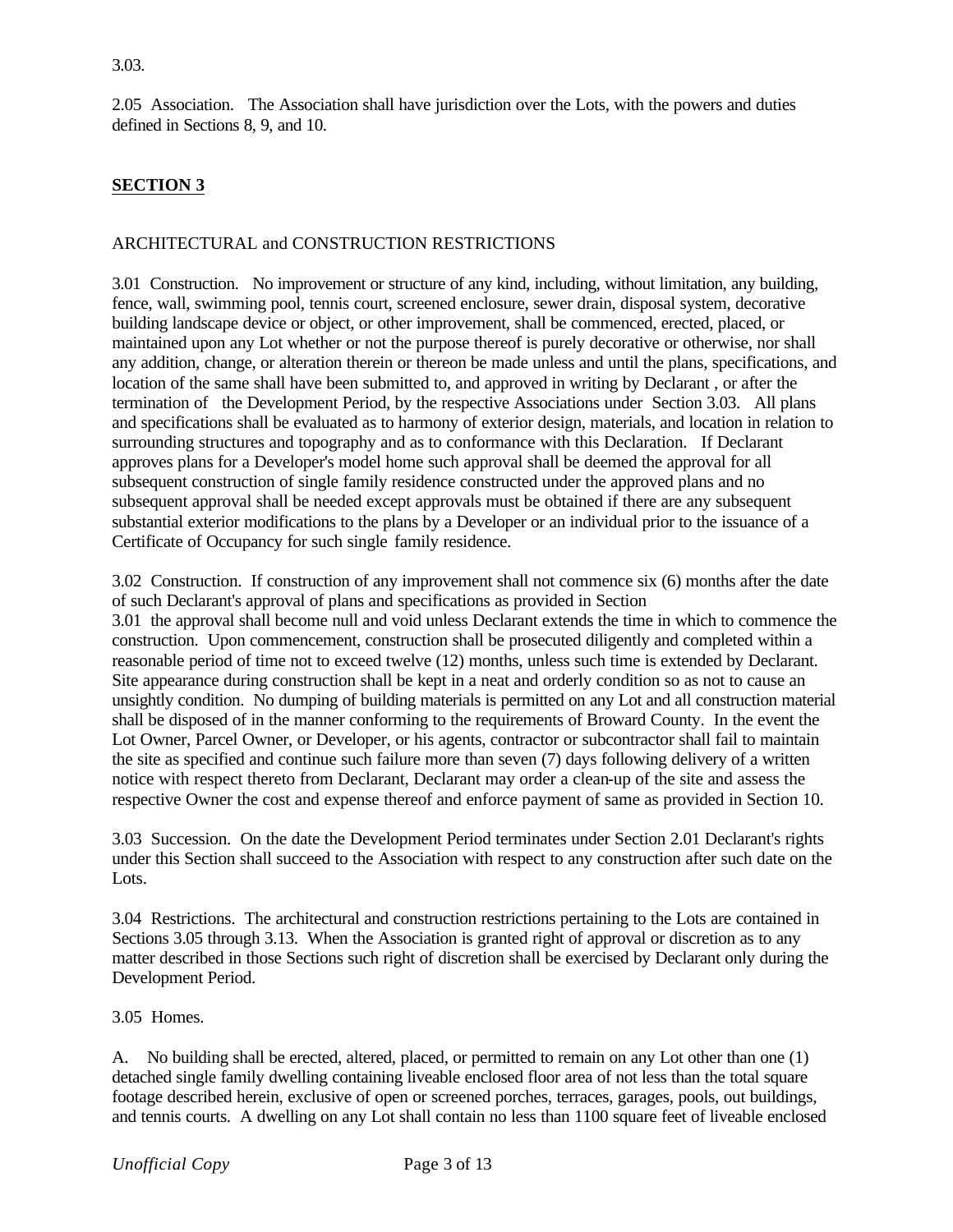3.03.

2.05 Association. The Association shall have jurisdiction over the Lots, with the powers and duties defined in Sections 8, 9, and 10.

## SECTION 3

ARCHITECTURAL and CONSTRUCTION RESTRICTIONS

3.01 Construction. No improvement or structure of any kind, including, without limitation, any building, fence, wall, swimming pool, tennis court, screened enclosure, sewer drain, disposal system, decorative building landscape device or object, or other improvement, shall be commenced, erected, placed, or maintained upon any Lot whether or not the purpose thereof is purely decorative or otherwise, nor shall any addition, change, or alteration therein or thereon be made unless and until the plans, specifications, and location of the same shall have been submitted to, and approved in writing by Declarant , or after the termination of the Development Period, by the respective Associations under Section 3.03. All plans and specifications shall be evaluated as to harmony of exterior design, materials, and location in relation to surrounding structures and topography and as to conformance with this Declaration. If Declarant approves plans for a Developer's model home such approval shall be deemed the approval for all subsequent construction of single family residence constructed under the approved plans and no subsequent approval shall be needed except approvals must be obtained if there are any subsequent substantial exterior modifications to the plans by a Developer or an individual prior to the issuance of a Certificate of Occupancy for such single family residence.

3.02 Construction. If construction of any improvement shall not commence six (6) months after the date of such Declarant's approval of plans and specifications as provided in Section 3.01 the approval shall become null and void unless Declarant extends the time in which to commence the construction. Upon commencement, construction shall be prosecuted diligently and completed within a reasonable period of time not to exceed twelve (12) months, unless such time is extended by Declarant. Site appearance during construction shall be kept in a neat and orderly condition so as not to cause an unsightly condition. No dumping of building materials is permitted on any Lot and all construction material shall be disposed of in the manner conforming to the requirements of Broward County. In the event the Lot Owner, Parcel Owner, or Developer, or his agents, contractor or subcontractor shall fail to maintain the site as specified and continue such failure more than seven (7) days following delivery of a written notice with respect thereto from Declarant, Declarant may order a clean-up of the site and assess the respective Owner the cost and expense thereof and enforce payment of same as provided in Section 10.

3.03 Succession. On the date the Development Period terminates under Section 2.01 Declarant's rights under this Section shall succeed to the Association with respect to any construction after such date on the Lots.

3.04 Restrictions. The architectural and construction restrictions pertaining to the Lots are contained in Sections 3.05 through 3.13. When the Association is granted right of approval or discretion as to any matter described in those Sections such right of discretion shall be exercised by Declarant only during the Development Period.

3.05 Homes.

A. No building shall be erected, altered, placed, or permitted to remain on any Lot other than one (1) detached single family dwelling containing liveable enclosed floor area of not less than the total square footage described herein, exclusive of open or screened porches, terraces, garages, pools, out buildings, and tennis courts. A dwelling on any Lot shall contain no less than 1100 square feet of liveable enclosed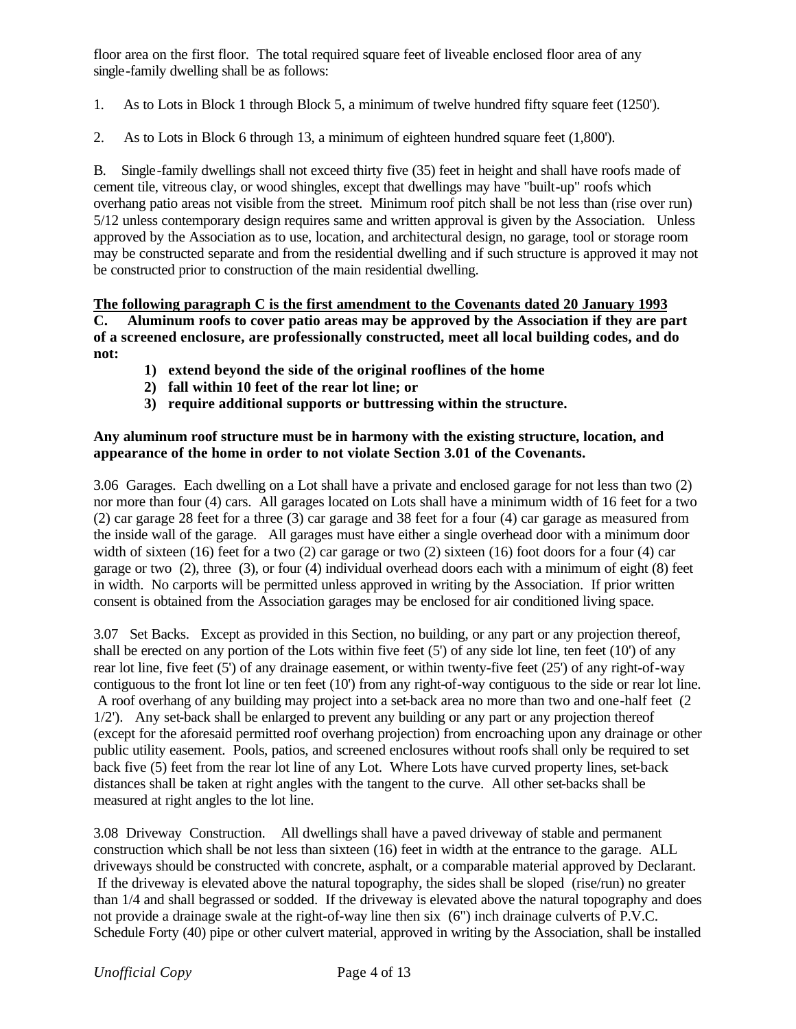floor area on the first floor. The total required square feet of liveable enclosed floor area of any single-family dwelling shall be as follows:

1. As to Lots in Block 1 through Block 5, a minimum of twelve hundred fifty square feet (1250').

2. As to Lots in Block 6 through 13, a minimum of eighteen hundred square feet (1,800').

B. Single-family dwellings shall not exceed thirty five (35) feet in height and shall have roofs made of cement tile, vitreous clay, or wood shingles, except that dwellings may have "built-up" roofs which overhang patio areas not visible from the street. Minimum roof pitch shall be not less than (rise over run) 5/12 unless contemporary design requires same and written approval is given by the Association. Unless approved by the Association as to use, location, and architectural design, no garage, tool or storage room may be constructed separate and from the residential dwelling and if such structure is approved it may not be constructed prior to construction of the main residential dwelling.

**The following paragraph C is the first amendment to the Covenants dated 20 January 1993**

**C. Aluminum roofs to cover patio areas may be approved by the Association if they are part of a screened enclosure, are professionally constructed, meet all local building codes, and do not:**

1) **extend beyond the side of the original rooflines of the home**
2) **fall within 10 feet of the rear lot line; or**
3) **require additional supports or buttressing within the structure.**

**Any aluminum roof structure must be in harmony with the existing structure, location, and appearance of the home in order to not violate Section 3.01 of the Covenants.**

3.06 Garages. Each dwelling on a Lot shall have a private and enclosed garage for not less than two (2) nor more than four (4) cars. All garages located on Lots shall have a minimum width of 16 feet for a two (2) car garage 28 feet for a three (3) car garage and 38 feet for a four (4) car garage as measured from the inside wall of the garage. All garages must have either a single overhead door with a minimum door width of sixteen (16) feet for a two (2) car garage or two (2) sixteen (16) foot doors for a four (4) car garage or two (2), three (3), or four (4) individual overhead doors each with a minimum of eight (8) feet in width. No carports will be permitted unless approved in writing by the Association. If prior written consent is obtained from the Association garages may be enclosed for air conditioned living space.

3.07 Set Backs. Except as provided in this Section, no building, or any part or any projection thereof, shall be erected on any portion of the Lots within five feet (5') of any side lot line, ten feet (10') of any rear lot line, five feet (5') of any drainage easement, or within twenty-five feet (25') of any right-of-way contiguous to the front lot line or ten feet (10') from any right-of-way contiguous to the side or rear lot line. A roof overhang of any building may project into a set-back area no more than two and one-half feet (2 1/2'). Any set-back shall be enlarged to prevent any building or any part or any projection thereof (except for the aforesaid permitted roof overhang projection) from encroaching upon any drainage or other public utility easement. Pools, patios, and screened enclosures without roofs shall only be required to set back five (5) feet from the rear lot line of any Lot. Where Lots have curved property lines, set-back distances shall be taken at right angles with the tangent to the curve. All other set-backs shall be measured at right angles to the lot line.

3.08 Driveway Construction. All dwellings shall have a paved driveway of stable and permanent construction which shall be not less than sixteen (16) feet in width at the entrance to the garage. ALL driveways should be constructed with concrete, asphalt, or a comparable material approved by Declarant. If the driveway is elevated above the natural topography, the sides shall be sloped (rise/run) no greater than 1/4 and shall begrassed or sodded. If the driveway is elevated above the natural topography and does not provide a drainage swale at the right-of-way line then six (6") inch drainage culverts of P.V.C. Schedule Forty (40) pipe or other culvert material, approved in writing by the Association, shall be installed

*Unofficial Copy*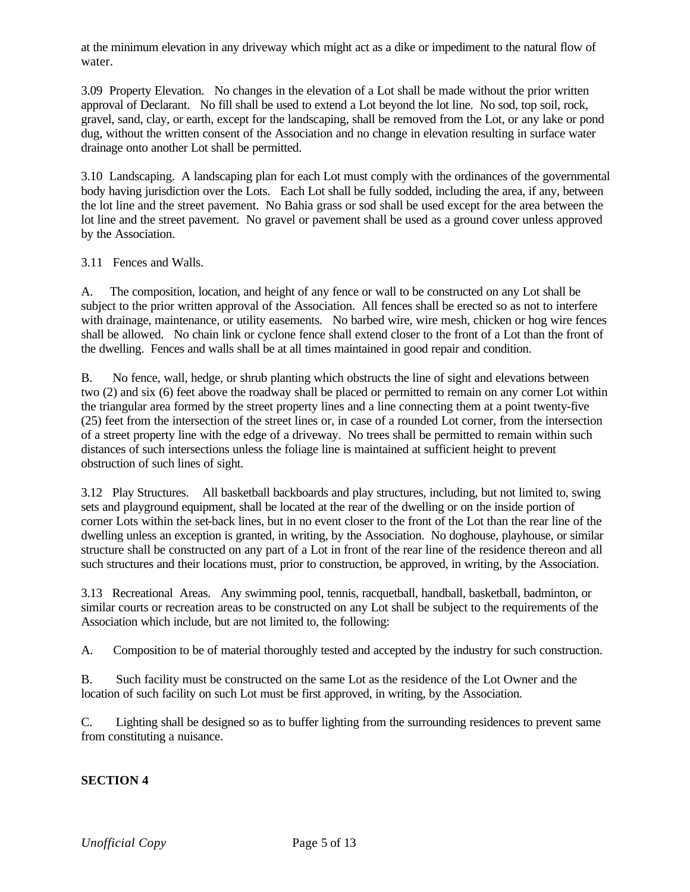at the minimum elevation in any driveway which might act as a dike or impediment to the natural flow of water.

3.09 Property Elevation. No changes in the elevation of a Lot shall be made without the prior written approval of Declarant. No fill shall be used to extend a Lot beyond the lot line. No sod, top soil, rock, gravel, sand, clay, or earth, except for the landscaping, shall be removed from the Lot, or any lake or pond dug, without the written consent of the Association and no change in elevation resulting in surface water drainage onto another Lot shall be permitted.

3.10 Landscaping. A landscaping plan for each Lot must comply with the ordinances of the governmental body having jurisdiction over the Lots. Each Lot shall be fully sodded, including the area, if any, between the lot line and the street pavement. No Bahia grass or sod shall be used except for the area between the lot line and the street pavement. No gravel or pavement shall be used as a ground cover unless approved by the Association.

3.11 Fences and Walls.

A. The composition, location, and height of any fence or wall to be constructed on any Lot shall be subject to the prior written approval of the Association. All fences shall be erected so as not to interfere with drainage, maintenance, or utility easements. No barbed wire, wire mesh, chicken or hog wire fences shall be allowed. No chain link or cyclone fence shall extend closer to the front of a Lot than the front of the dwelling. Fences and walls shall be at all times maintained in good repair and condition.

B. No fence, wall, hedge, or shrub planting which obstructs the line of sight and elevations between two (2) and six (6) feet above the roadway shall be placed or permitted to remain on any corner Lot within the triangular area formed by the street property lines and a line connecting them at a point twenty-five (25) feet from the intersection of the street lines or, in case of a rounded Lot corner, from the intersection of a street property line with the edge of a driveway. No trees shall be permitted to remain within such distances of such intersections unless the foliage line is maintained at sufficient height to prevent obstruction of such lines of sight.

3.12 Play Structures. All basketball backboards and play structures, including, but not limited to, swing sets and playground equipment, shall be located at the rear of the dwelling or on the inside portion of corner Lots within the set-back lines, but in no event closer to the front of the Lot than the rear line of the dwelling unless an exception is granted, in writing, by the Association. No doghouse, playhouse, or similar structure shall be constructed on any part of a Lot in front of the rear line of the residence thereon and all such structures and their locations must, prior to construction, be approved, in writing, by the Association.

3.13 Recreational Areas. Any swimming pool, tennis, racquetball, handball, basketball, badminton, or similar courts or recreation areas to be constructed on any Lot shall be subject to the requirements of the Association which include, but are not limited to, the following:

A. Composition to be of material thoroughly tested and accepted by the industry for such construction.

B. Such facility must be constructed on the same Lot as the residence of the Lot Owner and the location of such facility on such Lot must be first approved, in writing, by the Association.

C. Lighting shall be designed so as to buffer lighting from the surrounding residences to prevent same from constituting a nuisance.

## SECTION 4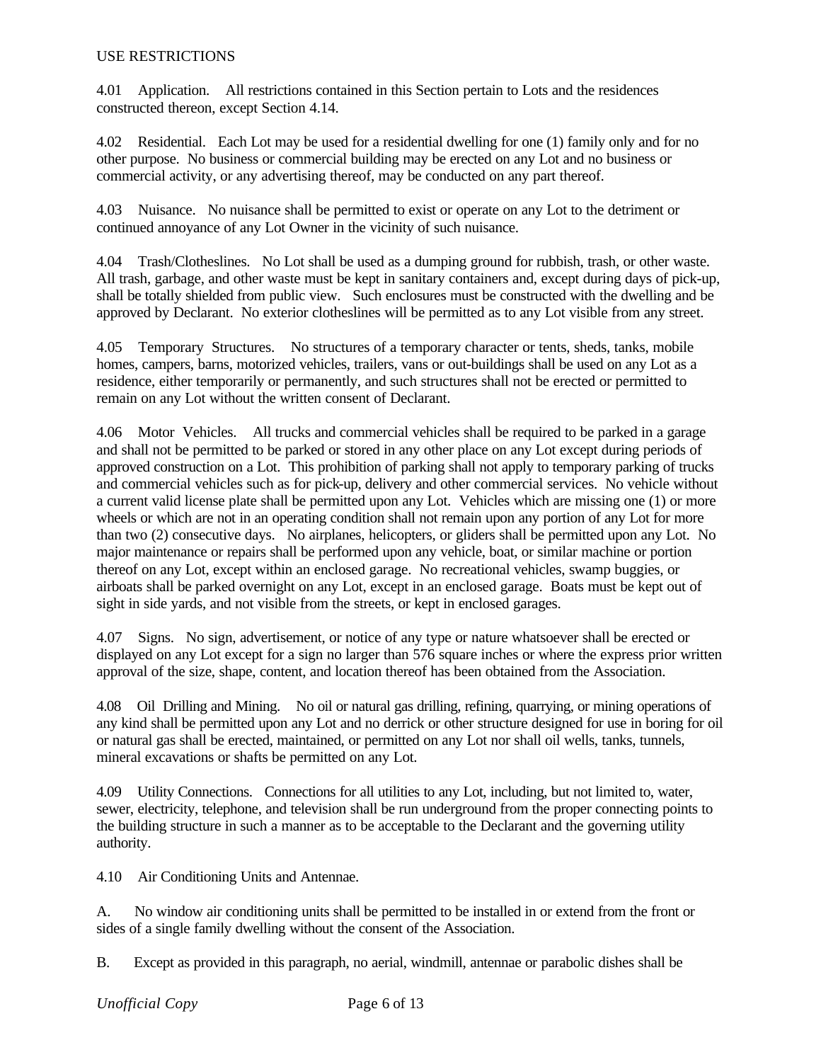## USE RESTRICTIONS

4.01 Application. All restrictions contained in this Section pertain to Lots and the residences constructed thereon, except Section 4.14.

4.02 Residential. Each Lot may be used for a residential dwelling for one (1) family only and for no other purpose. No business or commercial building may be erected on any Lot and no business or commercial activity, or any advertising thereof, may be conducted on any part thereof.

4.03 Nuisance. No nuisance shall be permitted to exist or operate on any Lot to the detriment or continued annoyance of any Lot Owner in the vicinity of such nuisance.

4.04 Trash/Clotheslines. No Lot shall be used as a dumping ground for rubbish, trash, or other waste. All trash, garbage, and other waste must be kept in sanitary containers and, except during days of pick-up, shall be totally shielded from public view. Such enclosures must be constructed with the dwelling and be approved by Declarant. No exterior clotheslines will be permitted as to any Lot visible from any street.

4.05 Temporary Structures. No structures of a temporary character or tents, sheds, tanks, mobile homes, campers, barns, motorized vehicles, trailers, vans or out-buildings shall be used on any Lot as a residence, either temporarily or permanently, and such structures shall not be erected or permitted to remain on any Lot without the written consent of Declarant.

4.06 Motor Vehicles. All trucks and commercial vehicles shall be required to be parked in a garage and shall not be permitted to be parked or stored in any other place on any Lot except during periods of approved construction on a Lot. This prohibition of parking shall not apply to temporary parking of trucks and commercial vehicles such as for pick-up, delivery and other commercial services. No vehicle without a current valid license plate shall be permitted upon any Lot. Vehicles which are missing one (1) or more wheels or which are not in an operating condition shall not remain upon any portion of any Lot for more than two (2) consecutive days. No airplanes, helicopters, or gliders shall be permitted upon any Lot. No major maintenance or repairs shall be performed upon any vehicle, boat, or similar machine or portion thereof on any Lot, except within an enclosed garage. No recreational vehicles, swamp buggies, or airboats shall be parked overnight on any Lot, except in an enclosed garage. Boats must be kept out of sight in side yards, and not visible from the streets, or kept in enclosed garages.

4.07 Signs. No sign, advertisement, or notice of any type or nature whatsoever shall be erected or displayed on any Lot except for a sign no larger than 576 square inches or where the express prior written approval of the size, shape, content, and location thereof has been obtained from the Association.

4.08 Oil Drilling and Mining. No oil or natural gas drilling, refining, quarrying, or mining operations of any kind shall be permitted upon any Lot and no derrick or other structure designed for use in boring for oil or natural gas shall be erected, maintained, or permitted on any Lot nor shall oil wells, tanks, tunnels, mineral excavations or shafts be permitted on any Lot.

4.09 Utility Connections. Connections for all utilities to any Lot, including, but not limited to, water, sewer, electricity, telephone, and television shall be run underground from the proper connecting points to the building structure in such a manner as to be acceptable to the Declarant and the governing utility authority.

4.10 Air Conditioning Units and Antennae.

A. No window air conditioning units shall be permitted to be installed in or extend from the front or sides of a single family dwelling without the consent of the Association.

B. Except as provided in this paragraph, no aerial, windmill, antennae or parabolic dishes shall be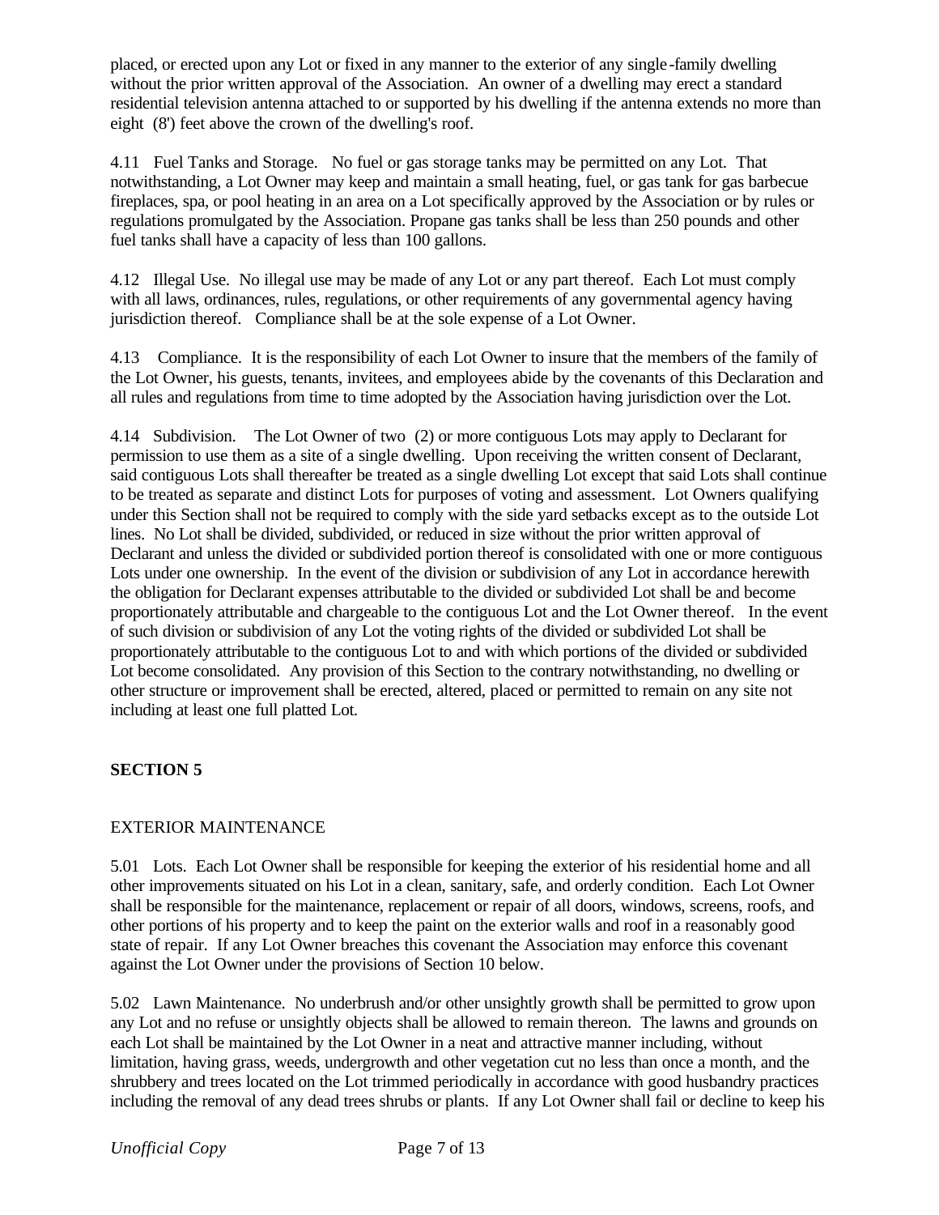placed, or erected upon any Lot or fixed in any manner to the exterior of any single-family dwelling without the prior written approval of the Association. An owner of a dwelling may erect a standard residential television antenna attached to or supported by his dwelling if the antenna extends no more than eight (8') feet above the crown of the dwelling's roof.

4.11 Fuel Tanks and Storage. No fuel or gas storage tanks may be permitted on any Lot. That notwithstanding, a Lot Owner may keep and maintain a small heating, fuel, or gas tank for gas barbecue fireplaces, spa, or pool heating in an area on a Lot specifically approved by the Association or by rules or regulations promulgated by the Association. Propane gas tanks shall be less than 250 pounds and other fuel tanks shall have a capacity of less than 100 gallons.

4.12 Illegal Use. No illegal use may be made of any Lot or any part thereof. Each Lot must comply with all laws, ordinances, rules, regulations, or other requirements of any governmental agency having jurisdiction thereof. Compliance shall be at the sole expense of a Lot Owner.

4.13 Compliance. It is the responsibility of each Lot Owner to insure that the members of the family of the Lot Owner, his guests, tenants, invitees, and employees abide by the covenants of this Declaration and all rules and regulations from time to time adopted by the Association having jurisdiction over the Lot.

4.14 Subdivision. The Lot Owner of two (2) or more contiguous Lots may apply to Declarant for permission to use them as a site of a single dwelling. Upon receiving the written consent of Declarant, said contiguous Lots shall thereafter be treated as a single dwelling Lot except that said Lots shall continue to be treated as separate and distinct Lots for purposes of voting and assessment. Lot Owners qualifying under this Section shall not be required to comply with the side yard setbacks except as to the outside Lot lines. No Lot shall be divided, subdivided, or reduced in size without the prior written approval of Declarant and unless the divided or subdivided portion thereof is consolidated with one or more contiguous Lots under one ownership. In the event of the division or subdivision of any Lot in accordance herewith the obligation for Declarant expenses attributable to the divided or subdivided Lot shall be and become proportionately attributable and chargeable to the contiguous Lot and the Lot Owner thereof. In the event of such division or subdivision of any Lot the voting rights of the divided or subdivided Lot shall be proportionately attributable to the contiguous Lot to and with which portions of the divided or subdivided Lot become consolidated. Any provision of this Section to the contrary notwithstanding, no dwelling or other structure or improvement shall be erected, altered, placed or permitted to remain on any site not including at least one full platted Lot.

## SECTION 5

EXTERIOR MAINTENANCE

5.01 Lots. Each Lot Owner shall be responsible for keeping the exterior of his residential home and all other improvements situated on his Lot in a clean, sanitary, safe, and orderly condition. Each Lot Owner shall be responsible for the maintenance, replacement or repair of all doors, windows, screens, roofs, and other portions of his property and to keep the paint on the exterior walls and roof in a reasonably good state of repair. If any Lot Owner breaches this covenant the Association may enforce this covenant against the Lot Owner under the provisions of Section 10 below.

5.02 Lawn Maintenance. No underbrush and/or other unsightly growth shall be permitted to grow upon any Lot and no refuse or unsightly objects shall be allowed to remain thereon. The lawns and grounds on each Lot shall be maintained by the Lot Owner in a neat and attractive manner including, without limitation, having grass, weeds, undergrowth and other vegetation cut no less than once a month, and the shrubbery and trees located on the Lot trimmed periodically in accordance with good husbandry practices including the removal of any dead trees shrubs or plants. If any Lot Owner shall fail or decline to keep his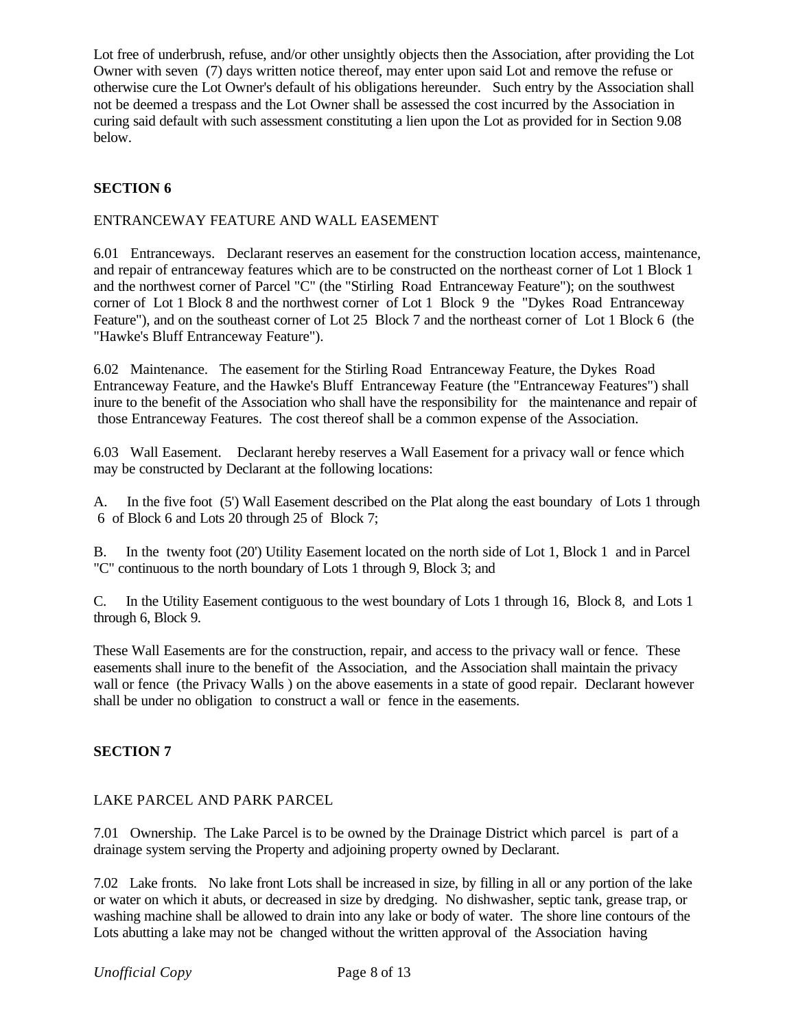Lot free of underbrush, refuse, and/or other unsightly objects then the Association, after providing the Lot Owner with seven (7) days written notice thereof, may enter upon said Lot and remove the refuse or otherwise cure the Lot Owner's default of his obligations hereunder. Such entry by the Association shall not be deemed a trespass and the Lot Owner shall be assessed the cost incurred by the Association in curing said default with such assessment constituting a lien upon the Lot as provided for in Section 9.08 below.

**SECTION 6**

ENTRANCEWAY FEATURE AND WALL EASEMENT

6.01 Entranceways. Declarant reserves an easement for the construction location access, maintenance, and repair of entranceway features which are to be constructed on the northeast corner of Lot 1 Block 1 and the northwest corner of Parcel "C" (the "Stirling Road Entranceway Feature"); on the southwest corner of Lot 1 Block 8 and the northwest corner of Lot 1 Block 9 the "Dykes Road Entranceway Feature"), and on the southeast corner of Lot 25 Block 7 and the northeast corner of Lot 1 Block 6 (the "Hawke's Bluff Entranceway Feature").

6.02 Maintenance. The easement for the Stirling Road Entranceway Feature, the Dykes Road Entranceway Feature, and the Hawke's Bluff Entranceway Feature (the "Entranceway Features") shall inure to the benefit of the Association who shall have the responsibility for the maintenance and repair of those Entranceway Features. The cost thereof shall be a common expense of the Association.

6.03 Wall Easement. Declarant hereby reserves a Wall Easement for a privacy wall or fence which may be constructed by Declarant at the following locations:

A. In the five foot (5') Wall Easement described on the Plat along the east boundary of Lots 1 through 6 of Block 6 and Lots 20 through 25 of Block 7;

B. In the twenty foot (20') Utility Easement located on the north side of Lot 1, Block 1 and in Parcel "C" continuous to the north boundary of Lots 1 through 9, Block 3; and

C. In the Utility Easement contiguous to the west boundary of Lots 1 through 16, Block 8, and Lots 1 through 6, Block 9.

These Wall Easements are for the construction, repair, and access to the privacy wall or fence. These easements shall inure to the benefit of the Association, and the Association shall maintain the privacy wall or fence (the Privacy Walls ) on the above easements in a state of good repair. Declarant however shall be under no obligation to construct a wall or fence in the easements.

**SECTION 7**

LAKE PARCEL AND PARK PARCEL

7.01 Ownership. The Lake Parcel is to be owned by the Drainage District which parcel is part of a drainage system serving the Property and adjoining property owned by Declarant.

7.02 Lake fronts. No lake front Lots shall be increased in size, by filling in all or any portion of the lake or water on which it abuts, or decreased in size by dredging. No dishwasher, septic tank, grease trap, or washing machine shall be allowed to drain into any lake or body of water. The shore line contours of the Lots abutting a lake may not be changed without the written approval of the Association having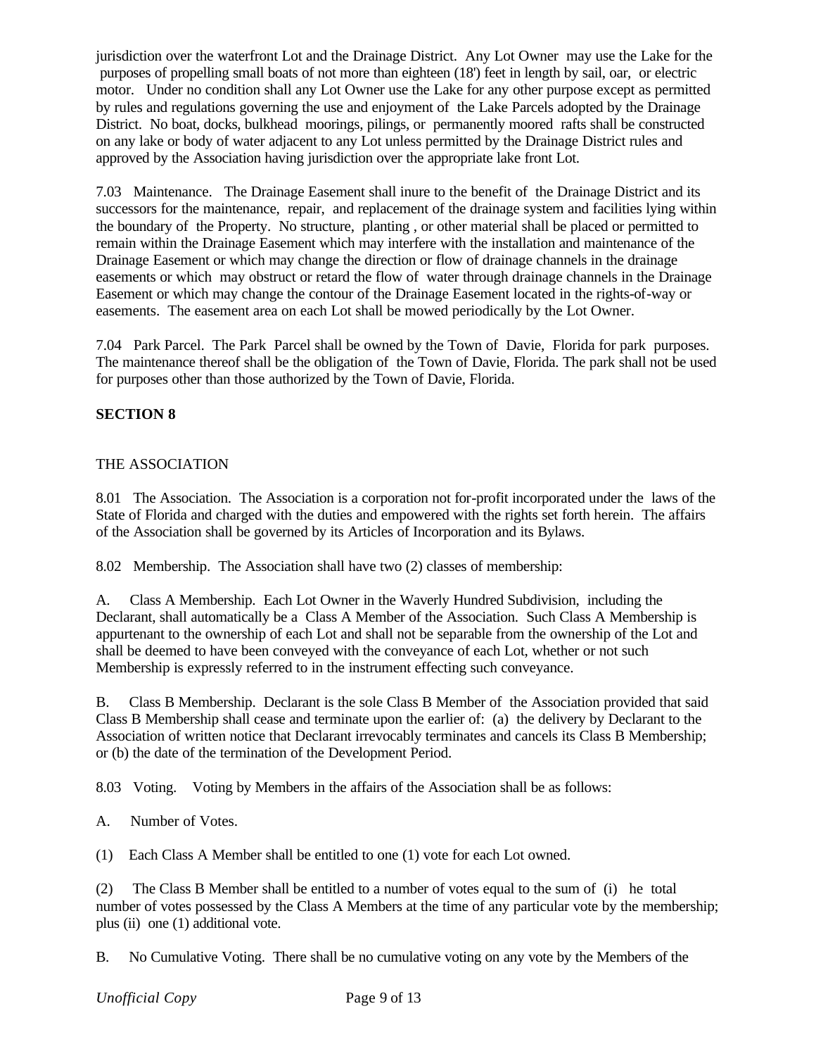jurisdiction over the waterfront Lot and the Drainage District. Any Lot Owner may use the Lake for the purposes of propelling small boats of not more than eighteen (18') feet in length by sail, oar, or electric motor. Under no condition shall any Lot Owner use the Lake for any other purpose except as permitted by rules and regulations governing the use and enjoyment of the Lake Parcels adopted by the Drainage District. No boat, docks, bulkhead moorings, pilings, or permanently moored rafts shall be constructed on any lake or body of water adjacent to any Lot unless permitted by the Drainage District rules and approved by the Association having jurisdiction over the appropriate lake front Lot.

7.03 Maintenance. The Drainage Easement shall inure to the benefit of the Drainage District and its successors for the maintenance, repair, and replacement of the drainage system and facilities lying within the boundary of the Property. No structure, planting , or other material shall be placed or permitted to remain within the Drainage Easement which may interfere with the installation and maintenance of the Drainage Easement or which may change the direction or flow of drainage channels in the drainage easements or which may obstruct or retard the flow of water through drainage channels in the Drainage Easement or which may change the contour of the Drainage Easement located in the rights-of-way or easements. The easement area on each Lot shall be mowed periodically by the Lot Owner.

7.04 Park Parcel. The Park Parcel shall be owned by the Town of Davie, Florida for park purposes. The maintenance thereof shall be the obligation of the Town of Davie, Florida. The park shall not be used for purposes other than those authorized by the Town of Davie, Florida.

**SECTION 8**

THE ASSOCIATION

8.01 The Association. The Association is a corporation not for-profit incorporated under the laws of the State of Florida and charged with the duties and empowered with the rights set forth herein. The affairs of the Association shall be governed by its Articles of Incorporation and its Bylaws.

8.02 Membership. The Association shall have two (2) classes of membership:

A. Class A Membership. Each Lot Owner in the Waverly Hundred Subdivision, including the Declarant, shall automatically be a Class A Member of the Association. Such Class A Membership is appurtenant to the ownership of each Lot and shall not be separable from the ownership of the Lot and shall be deemed to have been conveyed with the conveyance of each Lot, whether or not such Membership is expressly referred to in the instrument effecting such conveyance.

B. Class B Membership. Declarant is the sole Class B Member of the Association provided that said Class B Membership shall cease and terminate upon the earlier of: (a) the delivery by Declarant to the Association of written notice that Declarant irrevocably terminates and cancels its Class B Membership; or (b) the date of the termination of the Development Period.

8.03 Voting. Voting by Members in the affairs of the Association shall be as follows:

A. Number of Votes.

(1) Each Class A Member shall be entitled to one (1) vote for each Lot owned.

(2) The Class B Member shall be entitled to a number of votes equal to the sum of (i) he total number of votes possessed by the Class A Members at the time of any particular vote by the membership; plus (ii) one (1) additional vote.

B. No Cumulative Voting. There shall be no cumulative voting on any vote by the Members of the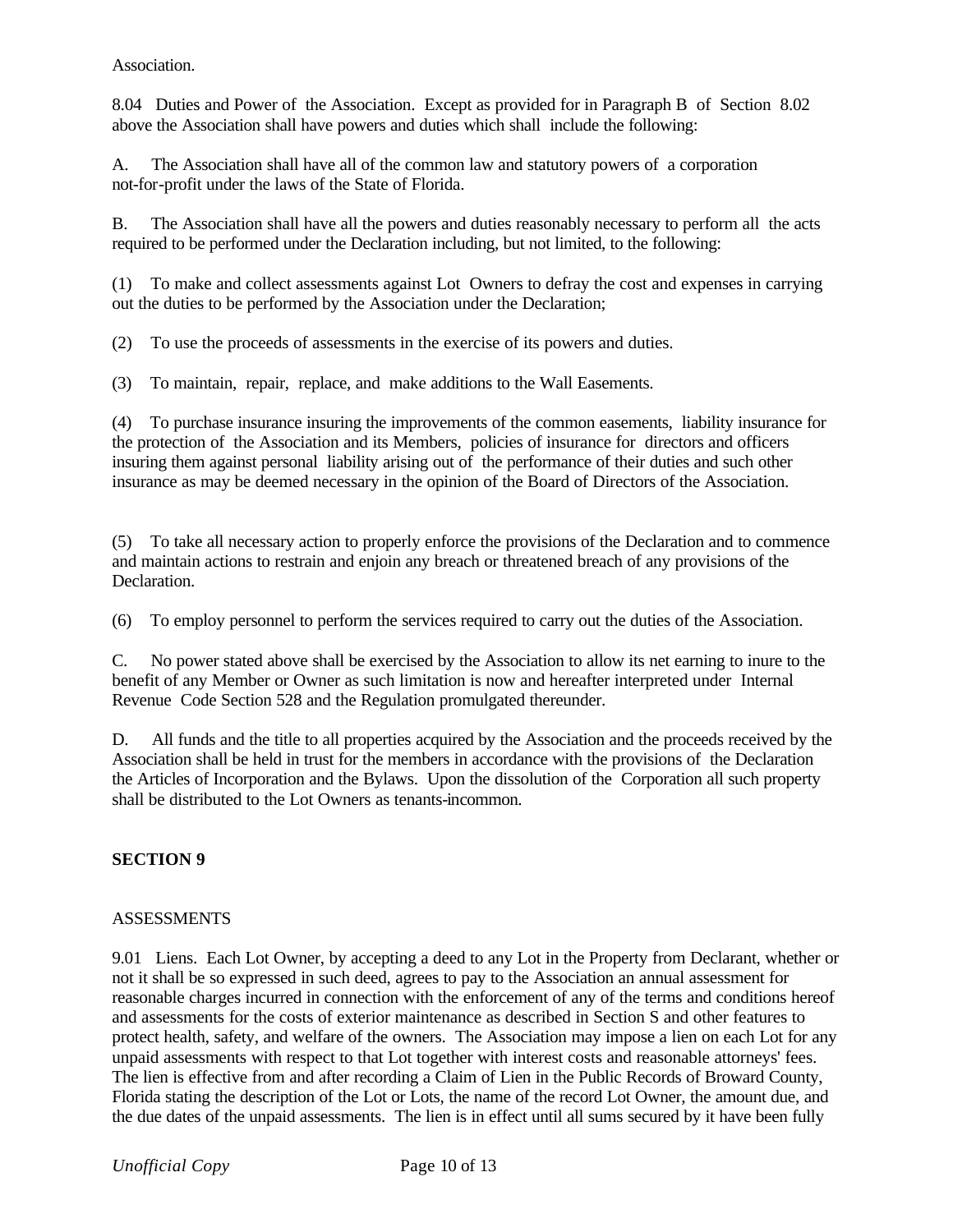Association.

8.04 Duties and Power of the Association. Except as provided for in Paragraph B of Section 8.02 above the Association shall have powers and duties which shall include the following:

A. The Association shall have all of the common law and statutory powers of a corporation not-for-profit under the laws of the State of Florida.

B. The Association shall have all the powers and duties reasonably necessary to perform all the acts required to be performed under the Declaration including, but not limited, to the following:

(1) To make and collect assessments against Lot Owners to defray the cost and expenses in carrying out the duties to be performed by the Association under the Declaration;

(2) To use the proceeds of assessments in the exercise of its powers and duties.

(3) To maintain, repair, replace, and make additions to the Wall Easements.

(4) To purchase insurance insuring the improvements of the common easements, liability insurance for the protection of the Association and its Members, policies of insurance for directors and officers insuring them against personal liability arising out of the performance of their duties and such other insurance as may be deemed necessary in the opinion of the Board of Directors of the Association.

(5) To take all necessary action to properly enforce the provisions of the Declaration and to commence and maintain actions to restrain and enjoin any breach or threatened breach of any provisions of the Declaration.

(6) To employ personnel to perform the services required to carry out the duties of the Association.

C. No power stated above shall be exercised by the Association to allow its net earning to inure to the benefit of any Member or Owner as such limitation is now and hereafter interpreted under Internal Revenue Code Section 528 and the Regulation promulgated thereunder.

D. All funds and the title to all properties acquired by the Association and the proceeds received by the Association shall be held in trust for the members in accordance with the provisions of the Declaration the Articles of Incorporation and the Bylaws. Upon the dissolution of the Corporation all such property shall be distributed to the Lot Owners as tenants-incommon.

## SECTION 9

ASSESSMENTS

9.01 Liens. Each Lot Owner, by accepting a deed to any Lot in the Property from Declarant, whether or not it shall be so expressed in such deed, agrees to pay to the Association an annual assessment for reasonable charges incurred in connection with the enforcement of any of the terms and conditions hereof and assessments for the costs of exterior maintenance as described in Section S and other features to protect health, safety, and welfare of the owners. The Association may impose a lien on each Lot for any unpaid assessments with respect to that Lot together with interest costs and reasonable attorneys' fees. The lien is effective from and after recording a Claim of Lien in the Public Records of Broward County, Florida stating the description of the Lot or Lots, the name of the record Lot Owner, the amount due, and the due dates of the unpaid assessments. The lien is in effect until all sums secured by it have been fully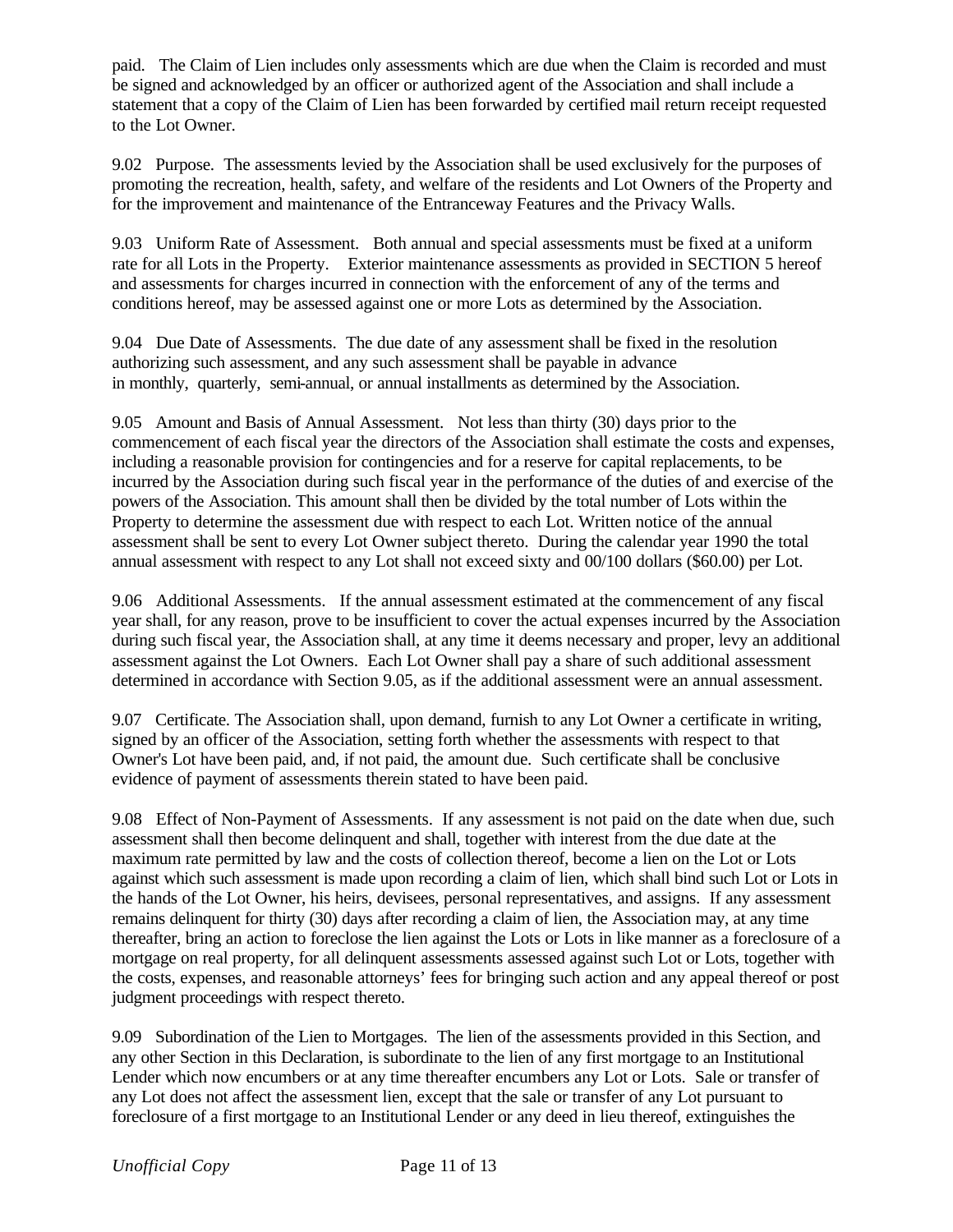paid. The Claim of Lien includes only assessments which are due when the Claim is recorded and must be signed and acknowledged by an officer or authorized agent of the Association and shall include a statement that a copy of the Claim of Lien has been forwarded by certified mail return receipt requested to the Lot Owner.

9.02 Purpose. The assessments levied by the Association shall be used exclusively for the purposes of promoting the recreation, health, safety, and welfare of the residents and Lot Owners of the Property and for the improvement and maintenance of the Entranceway Features and the Privacy Walls.

9.03 Uniform Rate of Assessment. Both annual and special assessments must be fixed at a uniform rate for all Lots in the Property. Exterior maintenance assessments as provided in SECTION 5 hereof and assessments for charges incurred in connection with the enforcement of any of the terms and conditions hereof, may be assessed against one or more Lots as determined by the Association.

9.04 Due Date of Assessments. The due date of any assessment shall be fixed in the resolution authorizing such assessment, and any such assessment shall be payable in advance in monthly, quarterly, semi-annual, or annual installments as determined by the Association.

9.05 Amount and Basis of Annual Assessment. Not less than thirty (30) days prior to the commencement of each fiscal year the directors of the Association shall estimate the costs and expenses, including a reasonable provision for contingencies and for a reserve for capital replacements, to be incurred by the Association during such fiscal year in the performance of the duties of and exercise of the powers of the Association. This amount shall then be divided by the total number of Lots within the Property to determine the assessment due with respect to each Lot. Written notice of the annual assessment shall be sent to every Lot Owner subject thereto. During the calendar year 1990 the total annual assessment with respect to any Lot shall not exceed sixty and 00/100 dollars ($60.00) per Lot.

9.06 Additional Assessments. If the annual assessment estimated at the commencement of any fiscal year shall, for any reason, prove to be insufficient to cover the actual expenses incurred by the Association during such fiscal year, the Association shall, at any time it deems necessary and proper, levy an additional assessment against the Lot Owners. Each Lot Owner shall pay a share of such additional assessment determined in accordance with Section 9.05, as if the additional assessment were an annual assessment.

9.07 Certificate. The Association shall, upon demand, furnish to any Lot Owner a certificate in writing, signed by an officer of the Association, setting forth whether the assessments with respect to that Owner's Lot have been paid, and, if not paid, the amount due. Such certificate shall be conclusive evidence of payment of assessments therein stated to have been paid.

9.08 Effect of Non-Payment of Assessments. If any assessment is not paid on the date when due, such assessment shall then become delinquent and shall, together with interest from the due date at the maximum rate permitted by law and the costs of collection thereof, become a lien on the Lot or Lots against which such assessment is made upon recording a claim of lien, which shall bind such Lot or Lots in the hands of the Lot Owner, his heirs, devisees, personal representatives, and assigns. If any assessment remains delinquent for thirty (30) days after recording a claim of lien, the Association may, at any time thereafter, bring an action to foreclose the lien against the Lots or Lots in like manner as a foreclosure of a mortgage on real property, for all delinquent assessments assessed against such Lot or Lots, together with the costs, expenses, and reasonable attorneys' fees for bringing such action and any appeal thereof or post judgment proceedings with respect thereto.

9.09 Subordination of the Lien to Mortgages. The lien of the assessments provided in this Section, and any other Section in this Declaration, is subordinate to the lien of any first mortgage to an Institutional Lender which now encumbers or at any time thereafter encumbers any Lot or Lots. Sale or transfer of any Lot does not affect the assessment lien, except that the sale or transfer of any Lot pursuant to foreclosure of a first mortgage to an Institutional Lender or any deed in lieu thereof, extinguishes the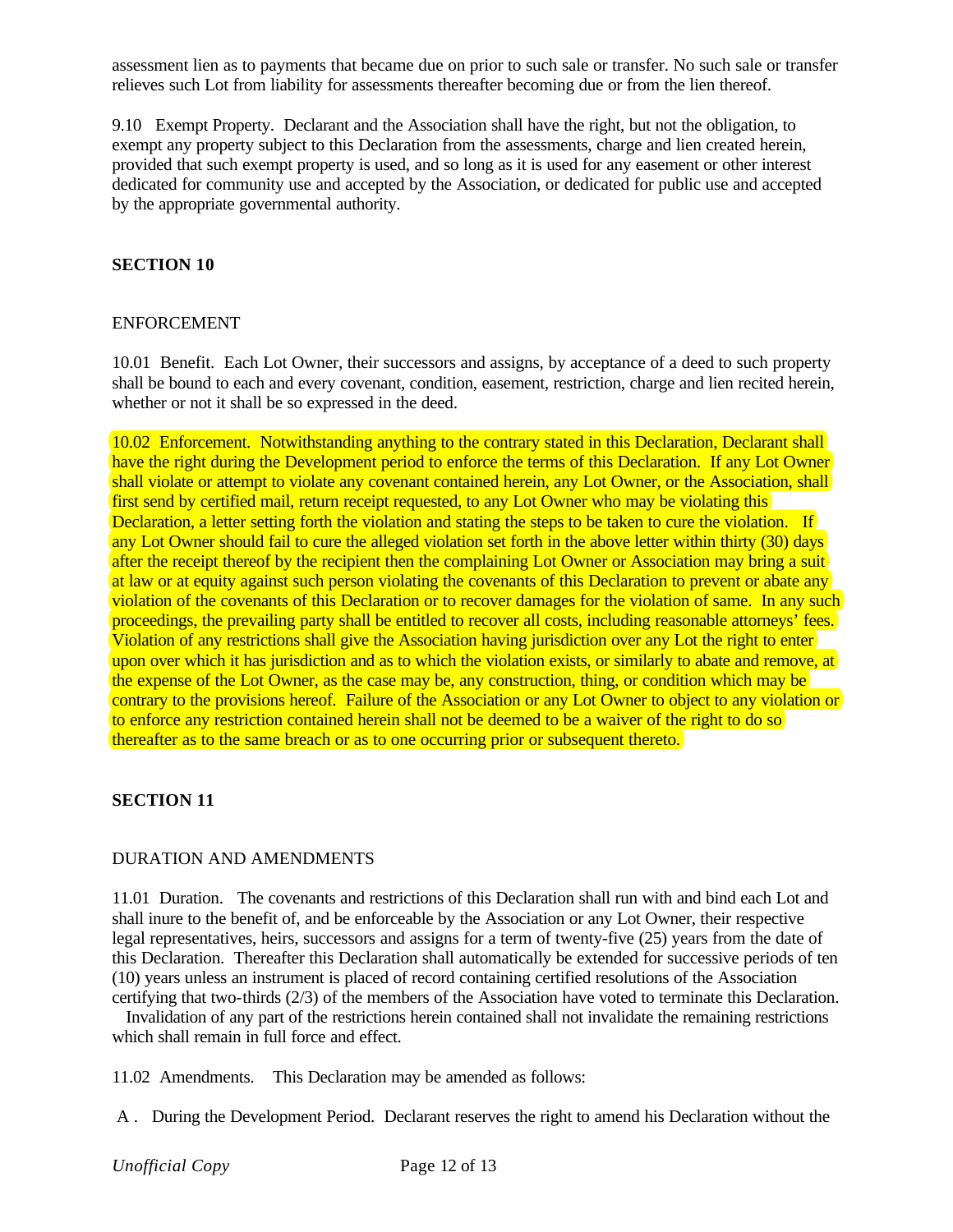assessment lien as to payments that became due on prior to such sale or transfer. No such sale or transfer relieves such Lot from liability for assessments thereafter becoming due or from the lien thereof.

9.10 Exempt Property. Declarant and the Association shall have the right, but not the obligation, to exempt any property subject to this Declaration from the assessments, charge and lien created herein, provided that such exempt property is used, and so long as it is used for any easement or other interest dedicated for community use and accepted by the Association, or dedicated for public use and accepted by the appropriate governmental authority.

**SECTION 10**

ENFORCEMENT

10.01 Benefit. Each Lot Owner, their successors and assigns, by acceptance of a deed to such property shall be bound to each and every covenant, condition, easement, restriction, charge and lien recited herein, whether or not it shall be so expressed in the deed.

10.02 Enforcement. Notwithstanding anything to the contrary stated in this Declaration, Declarant shall have the right during the Development period to enforce the terms of this Declaration. If any Lot Owner shall violate or attempt to violate any covenant contained herein, any Lot Owner, or the Association, shall first send by certified mail, return receipt requested, to any Lot Owner who may be violating this Declaration, a letter setting forth the violation and stating the steps to be taken to cure the violation. If any Lot Owner should fail to cure the alleged violation set forth in the above letter within thirty (30) days after the receipt thereof by the recipient then the complaining Lot Owner or Association may bring a suit at law or at equity against such person violating the covenants of this Declaration to prevent or abate any violation of the covenants of this Declaration or to recover damages for the violation of same. In any such proceedings, the prevailing party shall be entitled to recover all costs, including reasonable attorneys' fees. Violation of any restrictions shall give the Association having jurisdiction over any Lot the right to enter upon over which it has jurisdiction and as to which the violation exists, or similarly to abate and remove, at the expense of the Lot Owner, as the case may be, any construction, thing, or condition which may be contrary to the provisions hereof. Failure of the Association or any Lot Owner to object to any violation or to enforce any restriction contained herein shall not be deemed to be a waiver of the right to do so thereafter as to the same breach or as to one occurring prior or subsequent thereto.

**SECTION 11**

DURATION AND AMENDMENTS

11.01 Duration. The covenants and restrictions of this Declaration shall run with and bind each Lot and shall inure to the benefit of, and be enforceable by the Association or any Lot Owner, their respective legal representatives, heirs, successors and assigns for a term of twenty-five (25) years from the date of this Declaration. Thereafter this Declaration shall automatically be extended for successive periods of ten (10) years unless an instrument is placed of record containing certified resolutions of the Association certifying that two-thirds (2/3) of the members of the Association have voted to terminate this Declaration. Invalidation of any part of the restrictions herein contained shall not invalidate the remaining restrictions which shall remain in full force and effect.

11.02 Amendments. This Declaration may be amended as follows:

A . During the Development Period. Declarant reserves the right to amend his Declaration without the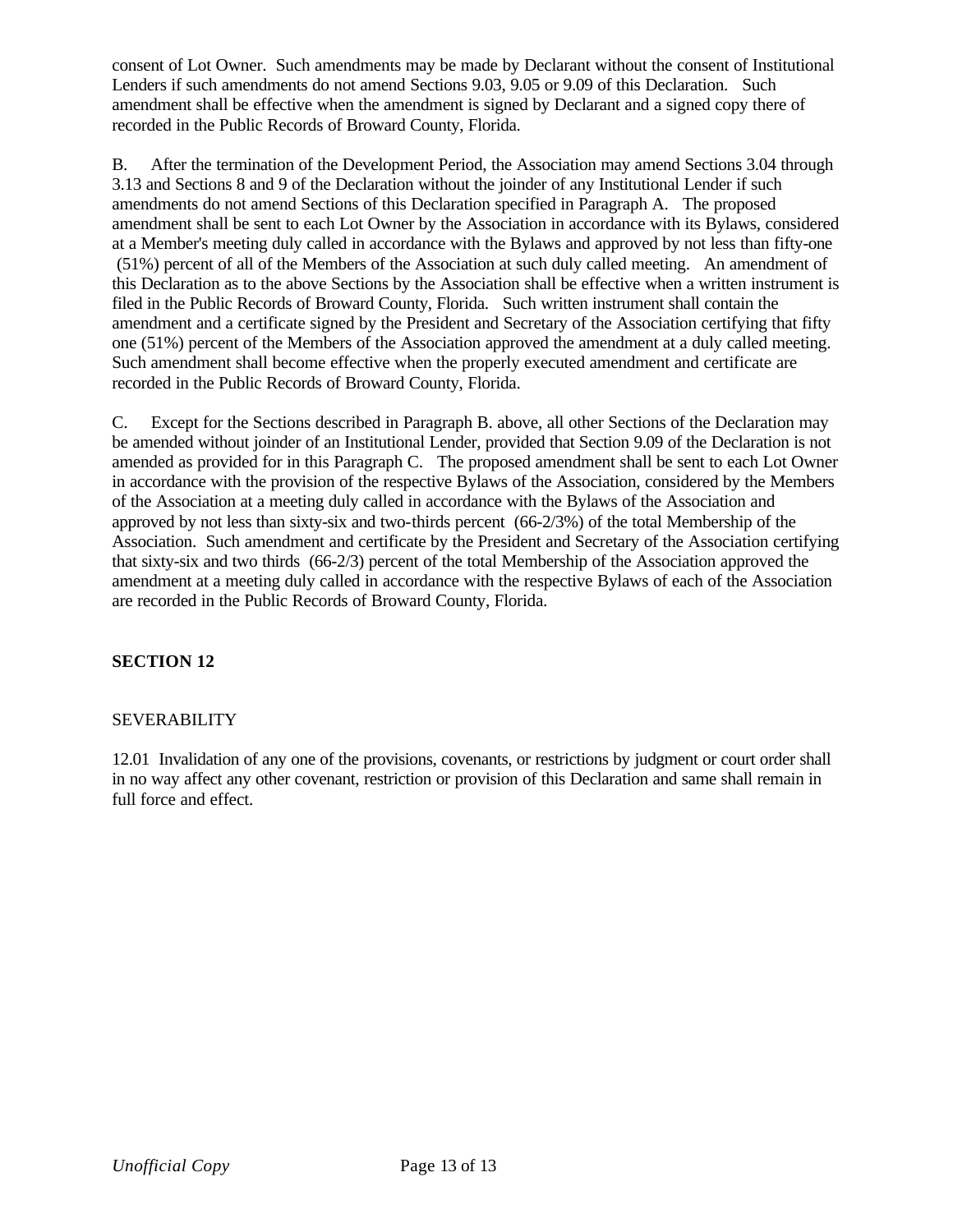consent of Lot Owner. Such amendments may be made by Declarant without the consent of Institutional Lenders if such amendments do not amend Sections 9.03, 9.05 or 9.09 of this Declaration. Such amendment shall be effective when the amendment is signed by Declarant and a signed copy there of recorded in the Public Records of Broward County, Florida.

B. After the termination of the Development Period, the Association may amend Sections 3.04 through 3.13 and Sections 8 and 9 of the Declaration without the joinder of any Institutional Lender if such amendments do not amend Sections of this Declaration specified in Paragraph A. The proposed amendment shall be sent to each Lot Owner by the Association in accordance with its Bylaws, considered at a Member's meeting duly called in accordance with the Bylaws and approved by not less than fifty-one (51%) percent of all of the Members of the Association at such duly called meeting. An amendment of this Declaration as to the above Sections by the Association shall be effective when a written instrument is filed in the Public Records of Broward County, Florida. Such written instrument shall contain the amendment and a certificate signed by the President and Secretary of the Association certifying that fifty one (51%) percent of the Members of the Association approved the amendment at a duly called meeting. Such amendment shall become effective when the properly executed amendment and certificate are recorded in the Public Records of Broward County, Florida.

C. Except for the Sections described in Paragraph B. above, all other Sections of the Declaration may be amended without joinder of an Institutional Lender, provided that Section 9.09 of the Declaration is not amended as provided for in this Paragraph C. The proposed amendment shall be sent to each Lot Owner in accordance with the provision of the respective Bylaws of the Association, considered by the Members of the Association at a meeting duly called in accordance with the Bylaws of the Association and approved by not less than sixty-six and two-thirds percent (66-2/3%) of the total Membership of the Association. Such amendment and certificate by the President and Secretary of the Association certifying that sixty-six and two thirds (66-2/3) percent of the total Membership of the Association approved the amendment at a meeting duly called in accordance with the respective Bylaws of each of the Association are recorded in the Public Records of Broward County, Florida.

## SECTION 12

SEVERABILITY

12.01 Invalidation of any one of the provisions, covenants, or restrictions by judgment or court order shall in no way affect any other covenant, restriction or provision of this Declaration and same shall remain in full force and effect.